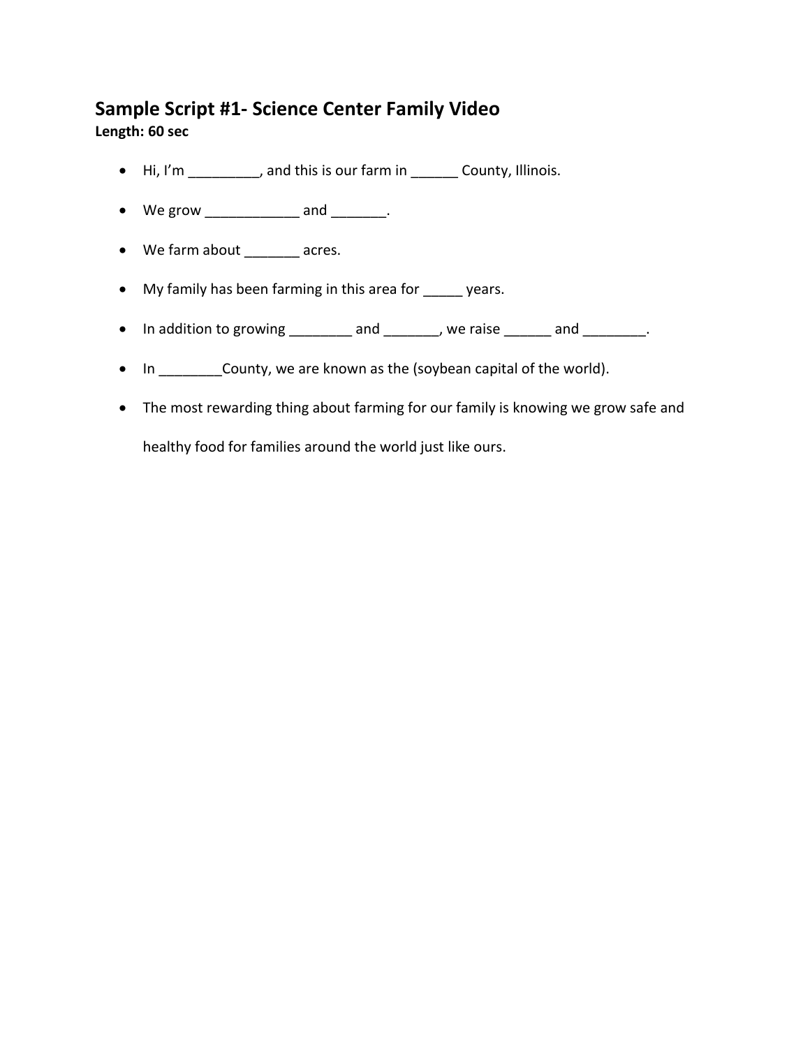## Sample Script #1- Science Center Family Video

**Length: 60 sec**

- Hi, I'm _________, and this is our farm in ______ County, Illinois.
- We grow ____________ and _______.
- We farm about _______ acres.
- My family has been farming in this area for _____ years.
- In addition to growing ________ and _______, we raise ______ and ________.
- In ________County, we are known as the (soybean capital of the world).
- The most rewarding thing about farming for our family is knowing we grow safe and healthy food for families around the world just like ours.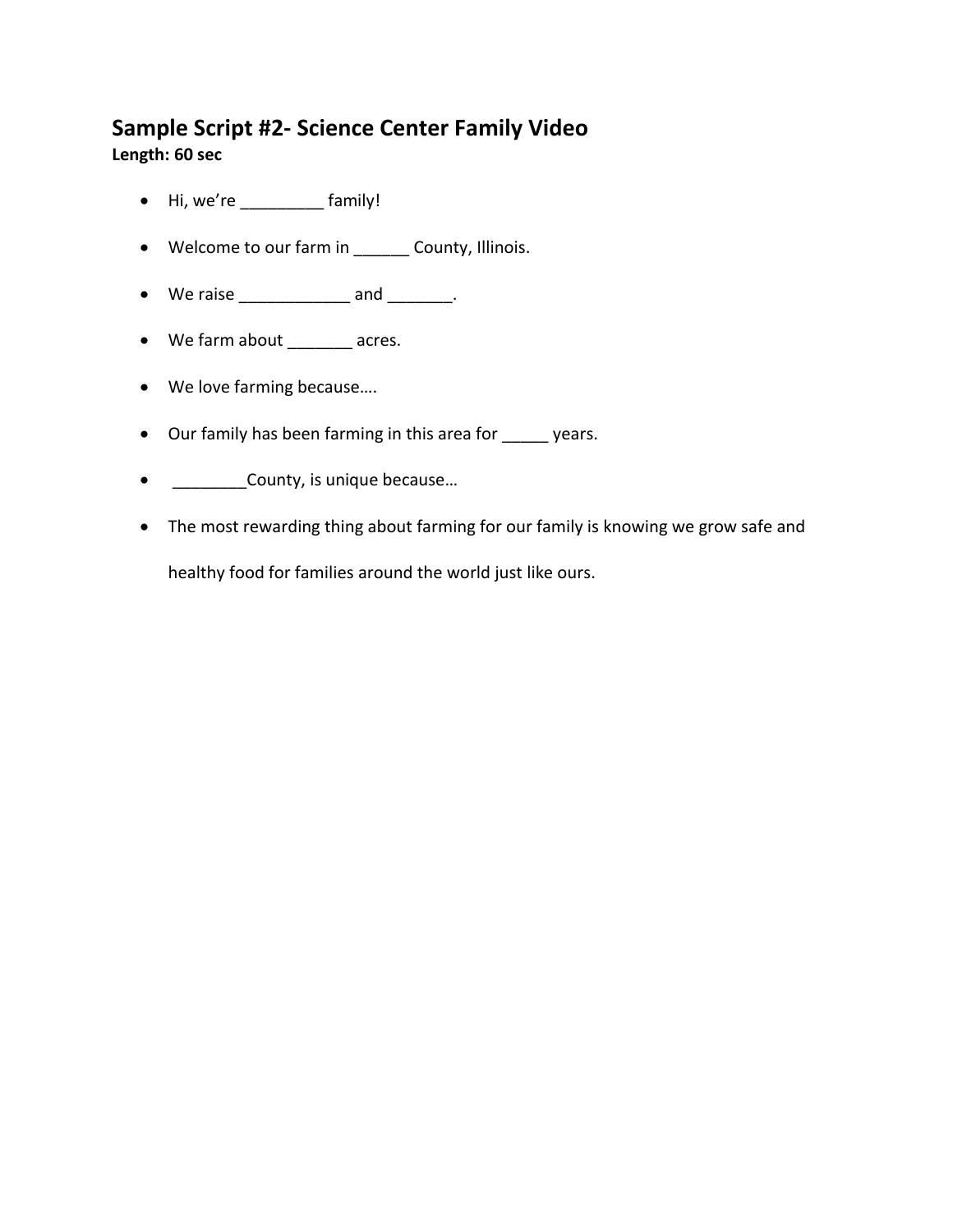## Sample Script #2- Science Center Family Video

**Length: 60 sec**

- Hi, we're _________ family!
- Welcome to our farm in ______ County, Illinois.
- We raise ____________ and _______.
- We farm about _______ acres.
- We love farming because….
- Our family has been farming in this area for _____ years.
- ________County, is unique because…
- The most rewarding thing about farming for our family is knowing we grow safe and healthy food for families around the world just like ours.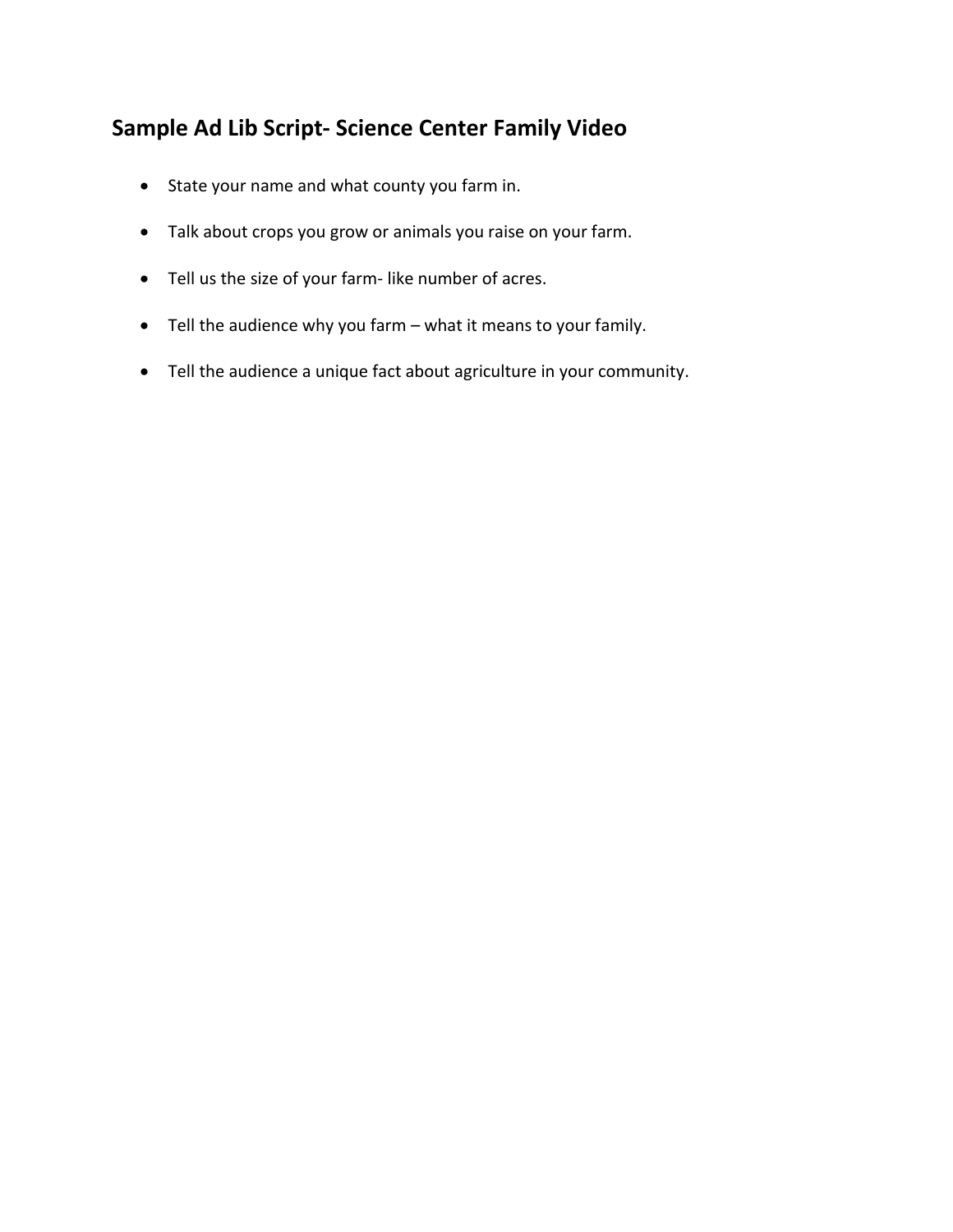## Sample Ad Lib Script- Science Center Family Video

- State your name and what county you farm in.
- Talk about crops you grow or animals you raise on your farm.
- Tell us the size of your farm- like number of acres.
- Tell the audience why you farm – what it means to your family.
- Tell the audience a unique fact about agriculture in your community.